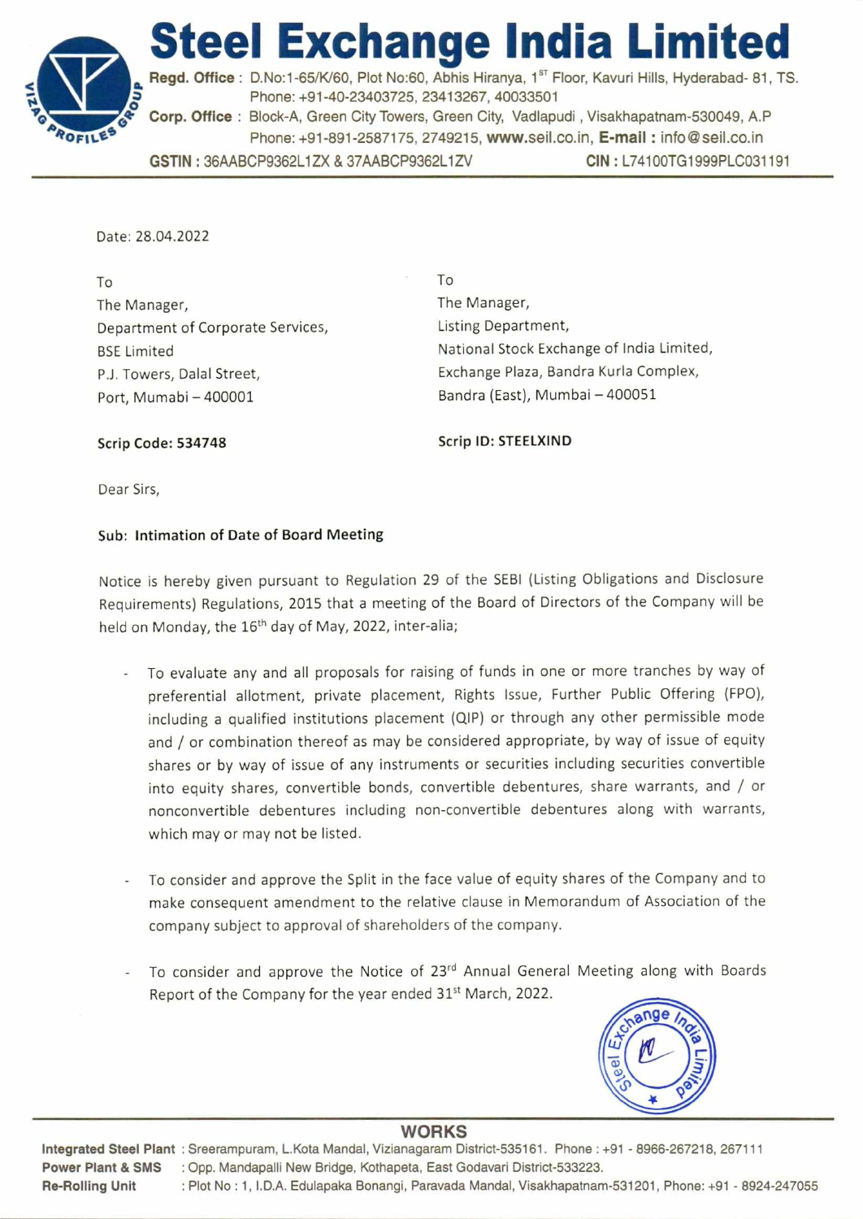# Steel Exchange India Limited

**Regd. Office :** D.No:1-65/K/60, Plot No:60, Abhis Hiranya, 1st Floor, Kavuri Hills, Hyderabad- 81, TS.
Phone: +91-40-23403725, 23413267, 40033501

**Corp. Office :** Block-A, Green City Towers, Green City, Vadlapudi , Visakhapatnam-530049, A.P
Phone: +91-891-2587175, 2749215, **www.seil.co.in**, **E-mail :** info@seil.co.in

**GSTIN :** 36AABCP9362L1ZX & 37AABCP9362L1ZV **CIN :** L74100TG1999PLC031191

---

Date: 28.04.2022

To
The Manager,
Department of Corporate Services,
BSE Limited
P.J. Towers, Dalal Street,
Port, Mumabi – 400001

**Scrip Code: 534748**

To
The Manager,
Listing Department,
National Stock Exchange of India Limited,
Exchange Plaza, Bandra Kurla Complex,
Bandra (East), Mumbai – 400051

**Scrip ID: STEELXIND**

Dear Sirs,

**Sub: Intimation of Date of Board Meeting**

Notice is hereby given pursuant to Regulation 29 of the SEBI (Listing Obligations and Disclosure Requirements) Regulations, 2015 that a meeting of the Board of Directors of the Company will be held on Monday, the 16th day of May, 2022, inter-alia;

- To evaluate any and all proposals for raising of funds in one or more tranches by way of preferential allotment, private placement, Rights Issue, Further Public Offering (FPO), including a qualified institutions placement (QIP) or through any other permissible mode and / or combination thereof as may be considered appropriate, by way of issue of equity shares or by way of issue of any instruments or securities including securities convertible into equity shares, convertible bonds, convertible debentures, share warrants, and / or nonconvertible debentures including non-convertible debentures along with warrants, which may or may not be listed.

- To consider and approve the Split in the face value of equity shares of the Company and to make consequent amendment to the relative clause in Memorandum of Association of the company subject to approval of shareholders of the company.

- To consider and approve the Notice of 23rd Annual General Meeting along with Boards Report of the Company for the year ended 31st March, 2022.

---

**WORKS**

**Integrated Steel Plant** : Sreerampuram, L.Kota Mandal, Vizianagaram District-535161. Phone : +91 - 8966-267218, 267111
**Power Plant & SMS** : Opp. Mandapalli New Bridge, Kothapeta, East Godavari District-533223.
**Re-Rolling Unit** : Plot No : 1, I.D.A. Edulapaka Bonangi, Paravada Mandal, Visakhapatnam-531201, Phone: +91 - 8924-247055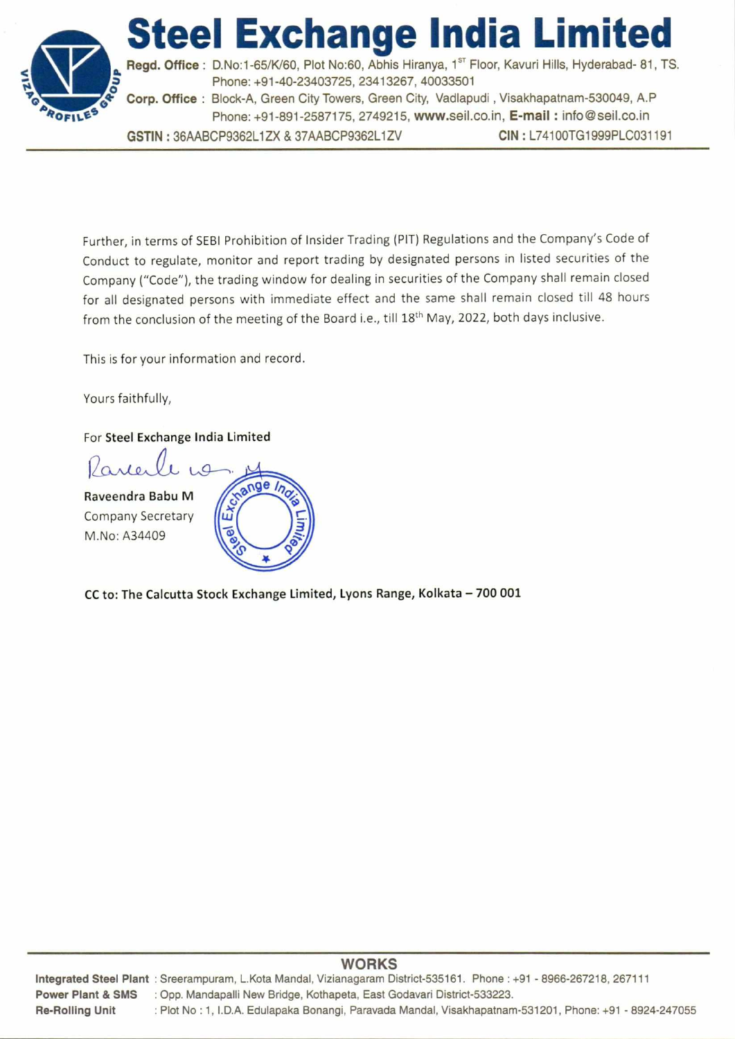Further, in terms of SEBI Prohibition of Insider Trading (PIT) Regulations and the Company's Code of Conduct to regulate, monitor and report trading by designated persons in listed securities of the Company ("Code"), the trading window for dealing in securities of the Company shall remain closed for all designated persons with immediate effect and the same shall remain closed till 48 hours from the conclusion of the meeting of the Board i.e., till 18th May, 2022, both days inclusive.

This is for your information and record.

Yours faithfully,

For **Steel Exchange India Limited**

**Raveendra Babu M**
Company Secretary
M.No: A34409

**CC to: The Calcutta Stock Exchange Limited, Lyons Range, Kolkata – 700 001**